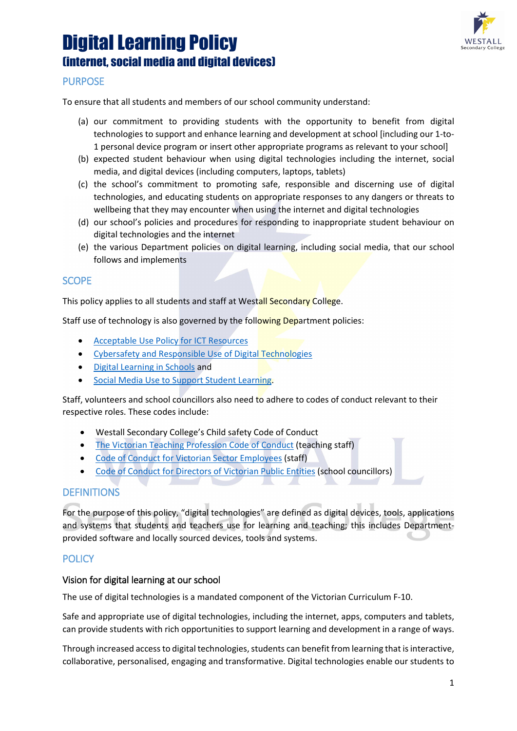# Digital Learning Policy

## (internet, social media and digital devices)

## PURPOSE

To ensure that all students and members of our school community understand:

(a) our commitment to providing students with the opportunity to benefit from digital technologies to support and enhance learning and development at school [including our 1-to-1 personal device program or insert other appropriate programs as relevant to your school]

(b) expected student behaviour when using digital technologies including the internet, social media, and digital devices (including computers, laptops, tablets)

(c) the school's commitment to promoting safe, responsible and discerning use of digital technologies, and educating students on appropriate responses to any dangers or threats to wellbeing that they may encounter when using the internet and digital technologies

(d) our school's policies and procedures for responding to inappropriate student behaviour on digital technologies and the internet

(e) the various Department policies on digital learning, including social media, that our school follows and implements

## SCOPE

This policy applies to all students and staff at Westall Secondary College.

Staff use of technology is also governed by the following Department policies:

- Acceptable Use Policy for ICT Resources
- Cybersafety and Responsible Use of Digital Technologies
- Digital Learning in Schools and
- Social Media Use to Support Student Learning.

Staff, volunteers and school councillors also need to adhere to codes of conduct relevant to their respective roles. These codes include:

- Westall Secondary College's Child safety Code of Conduct
- The Victorian Teaching Profession Code of Conduct (teaching staff)
- Code of Conduct for Victorian Sector Employees (staff)
- Code of Conduct for Directors of Victorian Public Entities (school councillors)

## DEFINITIONS

For the purpose of this policy, "digital technologies" are defined as digital devices, tools, applications and systems that students and teachers use for learning and teaching; this includes Department-provided software and locally sourced devices, tools and systems.

## POLICY

### Vision for digital learning at our school

The use of digital technologies is a mandated component of the Victorian Curriculum F-10.

Safe and appropriate use of digital technologies, including the internet, apps, computers and tablets, can provide students with rich opportunities to support learning and development in a range of ways.

Through increased access to digital technologies, students can benefit from learning that is interactive, collaborative, personalised, engaging and transformative. Digital technologies enable our students to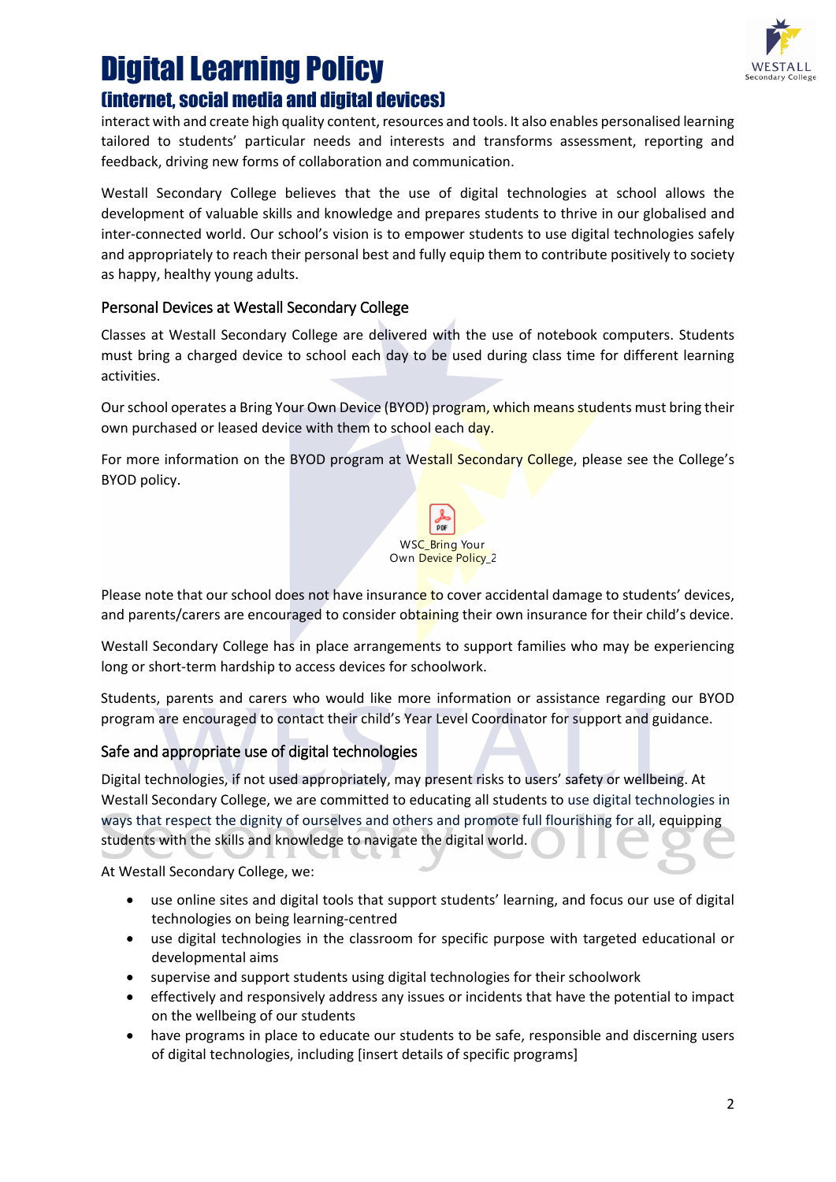interact with and create high quality content, resources and tools. It also enables personalised learning tailored to students' particular needs and interests and transforms assessment, reporting and feedback, driving new forms of collaboration and communication.

Westall Secondary College believes that the use of digital technologies at school allows the development of valuable skills and knowledge and prepares students to thrive in our globalised and inter-connected world. Our school's vision is to empower students to use digital technologies safely and appropriately to reach their personal best and fully equip them to contribute positively to society as happy, healthy young adults.

## Personal Devices at Westall Secondary College

Classes at Westall Secondary College are delivered with the use of notebook computers. Students must bring a charged device to school each day to be used during class time for different learning activities.

Our school operates a Bring Your Own Device (BYOD) program, which means students must bring their own purchased or leased device with them to school each day.

For more information on the BYOD program at Westall Secondary College, please see the College's BYOD policy.

WSC_Bring Your Own Device Policy_2

Please note that our school does not have insurance to cover accidental damage to students' devices, and parents/carers are encouraged to consider obtaining their own insurance for their child's device.

Westall Secondary College has in place arrangements to support families who may be experiencing long or short-term hardship to access devices for schoolwork.

Students, parents and carers who would like more information or assistance regarding our BYOD program are encouraged to contact their child's Year Level Coordinator for support and guidance.

## Safe and appropriate use of digital technologies

Digital technologies, if not used appropriately, may present risks to users' safety or wellbeing. At Westall Secondary College, we are committed to educating all students to use digital technologies in ways that respect the dignity of ourselves and others and promote full flourishing for all, equipping students with the skills and knowledge to navigate the digital world.

At Westall Secondary College, we:

- use online sites and digital tools that support students' learning, and focus our use of digital technologies on being learning-centred
- use digital technologies in the classroom for specific purpose with targeted educational or developmental aims
- supervise and support students using digital technologies for their schoolwork
- effectively and responsively address any issues or incidents that have the potential to impact on the wellbeing of our students
- have programs in place to educate our students to be safe, responsible and discerning users of digital technologies, including [insert details of specific programs]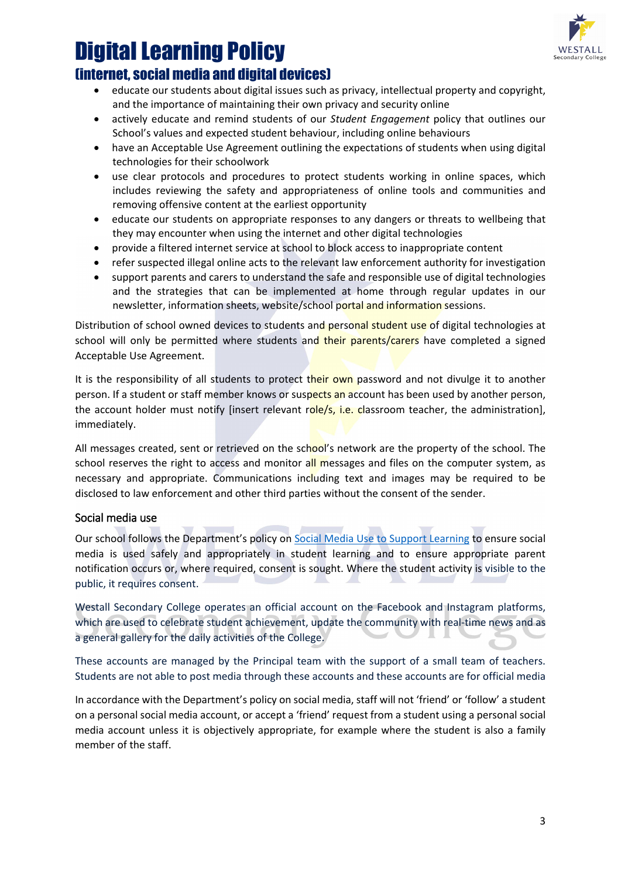- educate our students about digital issues such as privacy, intellectual property and copyright, and the importance of maintaining their own privacy and security online
- actively educate and remind students of our *Student Engagement* policy that outlines our School's values and expected student behaviour, including online behaviours
- have an Acceptable Use Agreement outlining the expectations of students when using digital technologies for their schoolwork
- use clear protocols and procedures to protect students working in online spaces, which includes reviewing the safety and appropriateness of online tools and communities and removing offensive content at the earliest opportunity
- educate our students on appropriate responses to any dangers or threats to wellbeing that they may encounter when using the internet and other digital technologies
- provide a filtered internet service at school to block access to inappropriate content
- refer suspected illegal online acts to the relevant law enforcement authority for investigation
- support parents and carers to understand the safe and responsible use of digital technologies and the strategies that can be implemented at home through regular updates in our newsletter, information sheets, website/school portal and information sessions.

Distribution of school owned devices to students and personal student use of digital technologies at school will only be permitted where students and their parents/carers have completed a signed Acceptable Use Agreement.

It is the responsibility of all students to protect their own password and not divulge it to another person. If a student or staff member knows or suspects an account has been used by another person, the account holder must notify [insert relevant role/s, i.e. classroom teacher, the administration], immediately.

All messages created, sent or retrieved on the school's network are the property of the school. The school reserves the right to access and monitor all messages and files on the computer system, as necessary and appropriate. Communications including text and images may be required to be disclosed to law enforcement and other third parties without the consent of the sender.

## Social media use

Our school follows the Department's policy on Social Media Use to Support Learning to ensure social media is used safely and appropriately in student learning and to ensure appropriate parent notification occurs or, where required, consent is sought. Where the student activity is visible to the public, it requires consent.

Westall Secondary College operates an official account on the Facebook and Instagram platforms, which are used to celebrate student achievement, update the community with real-time news and as a general gallery for the daily activities of the College.

These accounts are managed by the Principal team with the support of a small team of teachers. Students are not able to post media through these accounts and these accounts are for official media

In accordance with the Department's policy on social media, staff will not 'friend' or 'follow' a student on a personal social media account, or accept a 'friend' request from a student using a personal social media account unless it is objectively appropriate, for example where the student is also a family member of the staff.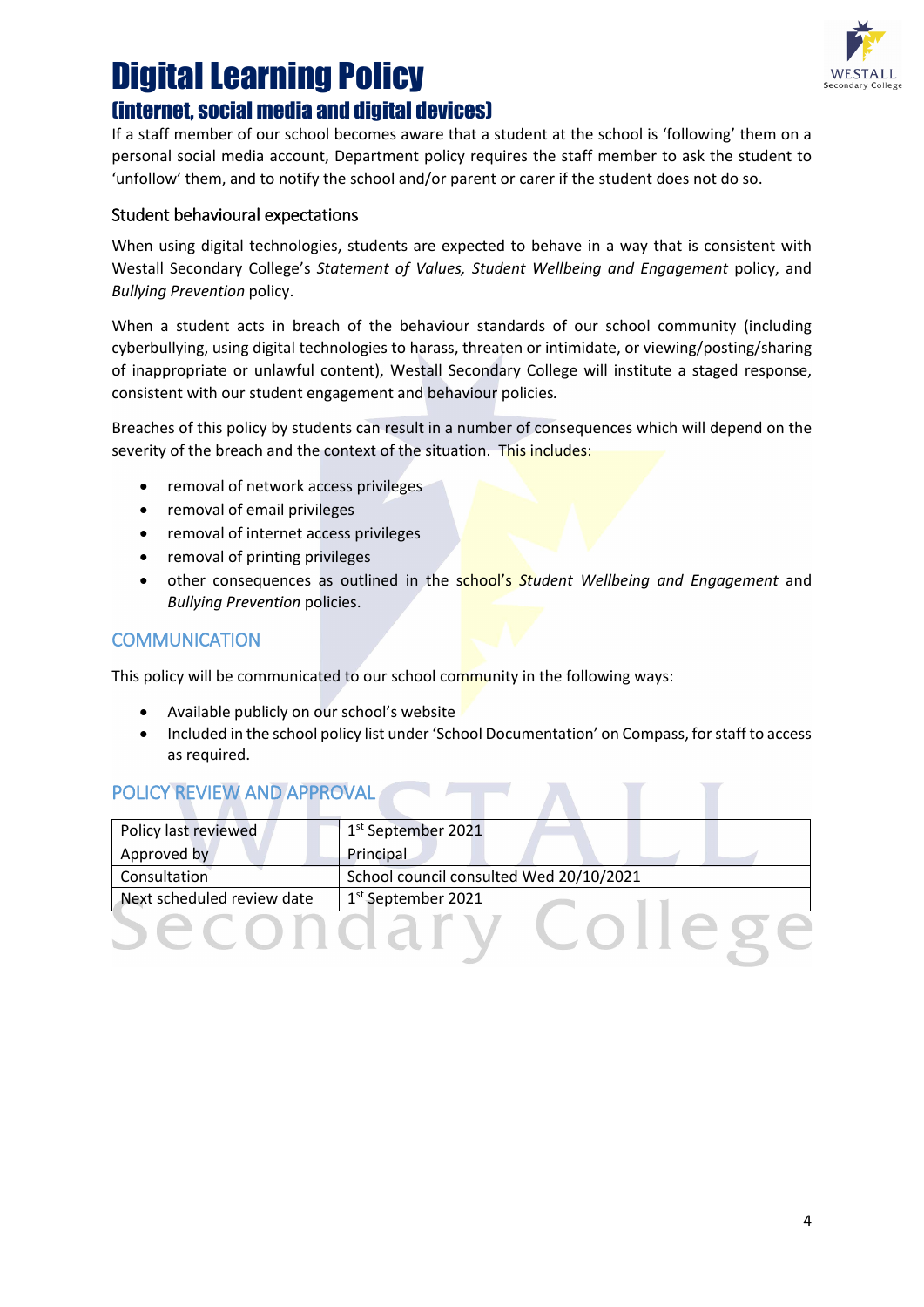# Digital Learning Policy

## (internet, social media and digital devices)

If a staff member of our school becomes aware that a student at the school is 'following' them on a personal social media account, Department policy requires the staff member to ask the student to 'unfollow' them, and to notify the school and/or parent or carer if the student does not do so.

### Student behavioural expectations

When using digital technologies, students are expected to behave in a way that is consistent with Westall Secondary College's *Statement of Values, Student Wellbeing and Engagement* policy, and *Bullying Prevention* policy.

When a student acts in breach of the behaviour standards of our school community (including cyberbullying, using digital technologies to harass, threaten or intimidate, or viewing/posting/sharing of inappropriate or unlawful content), Westall Secondary College will institute a staged response, consistent with our student engagement and behaviour policies*.*

Breaches of this policy by students can result in a number of consequences which will depend on the severity of the breach and the context of the situation. This includes:

- removal of network access privileges
- removal of email privileges
- removal of internet access privileges
- removal of printing privileges
- other consequences as outlined in the school's *Student Wellbeing and Engagement* and *Bullying Prevention* policies.

## COMMUNICATION

This policy will be communicated to our school community in the following ways:

- Available publicly on our school's website
- Included in the school policy list under 'School Documentation' on Compass, for staff to access as required.

## POLICY REVIEW AND APPROVAL

| | |
|---|---|
| Policy last reviewed | 1st September 2021 |
| Approved by | Principal |
| Consultation | School council consulted Wed 20/10/2021 |
| Next scheduled review date | 1st September 2021 |